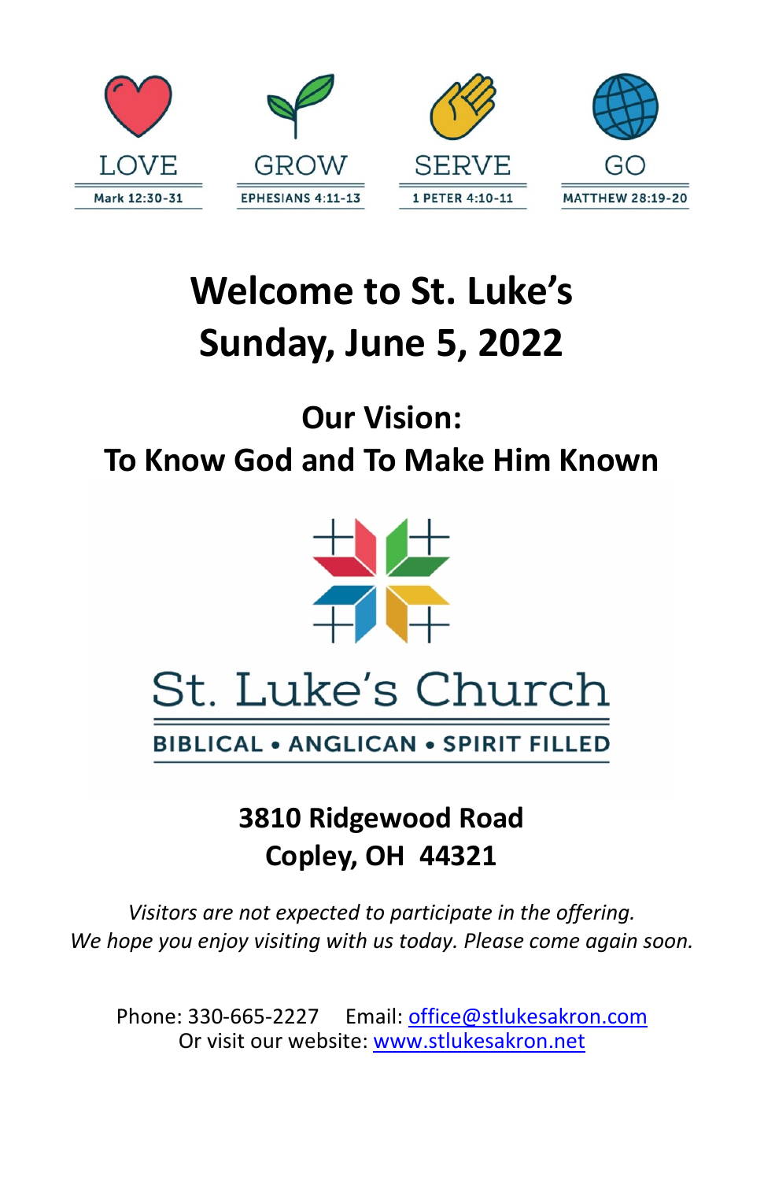LOVE
Mark 12:30-31

GROW
EPHESIANS 4:11-13

SERVE
1 PETER 4:10-11

GO
MATTHEW 28:19-20

# Welcome to St. Luke's
# Sunday, June 5, 2022

## Our Vision:
## To Know God and To Make Him Known

St. Luke's Church

BIBLICAL • ANGLICAN • SPIRIT FILLED

**3810 Ridgewood Road**
**Copley, OH 44321**

*Visitors are not expected to participate in the offering.*
*We hope you enjoy visiting with us today. Please come again soon.*

Phone: 330-665-2227 Email: office@stlukesakron.com
Or visit our website: www.stlukesakron.net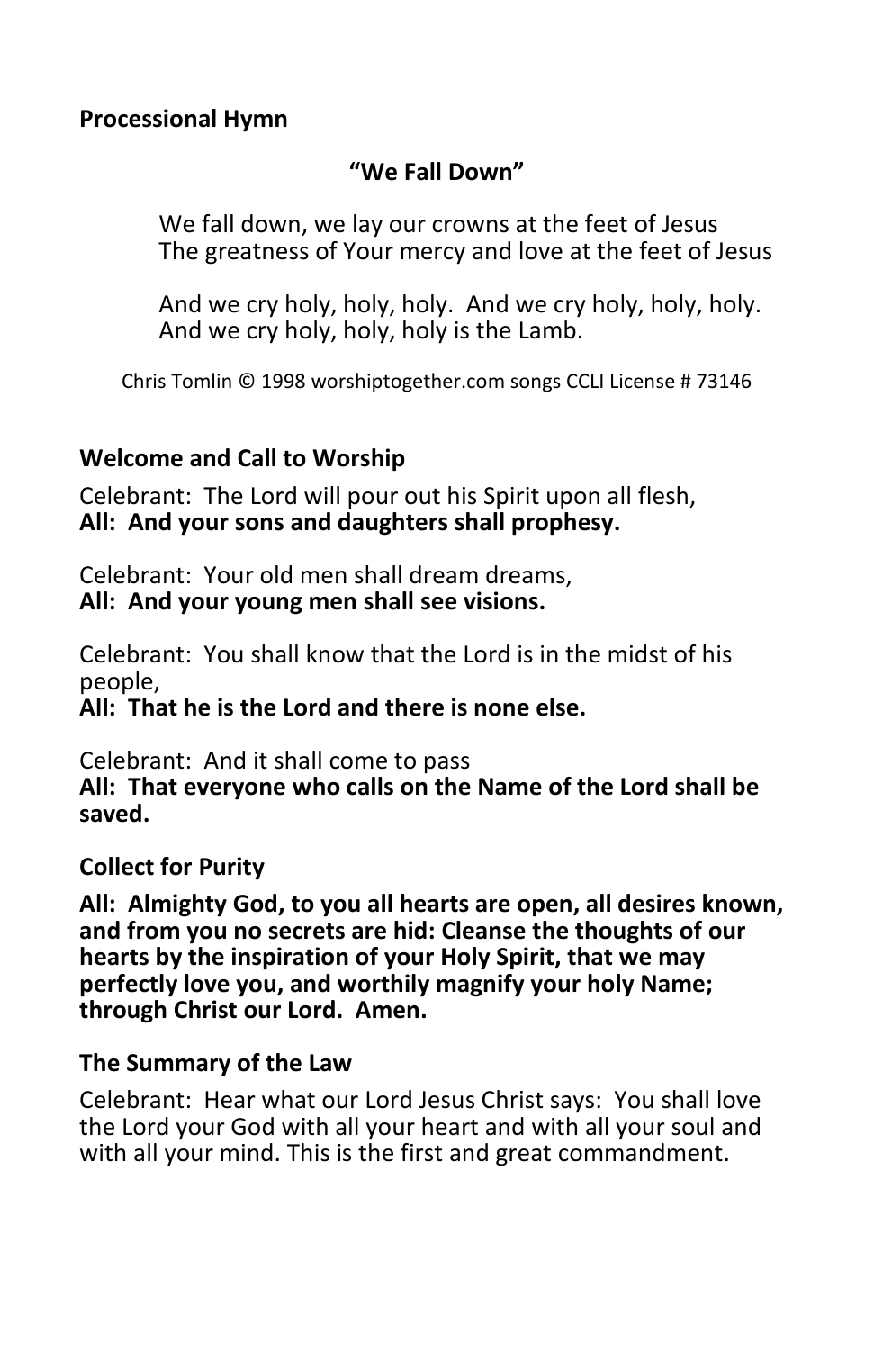**Processional Hymn**

**"We Fall Down"**

We fall down, we lay our crowns at the feet of Jesus
The greatness of Your mercy and love at the feet of Jesus

And we cry holy, holy, holy. And we cry holy, holy, holy.
And we cry holy, holy, holy is the Lamb.

Chris Tomlin © 1998 worshiptogether.com songs CCLI License # 73146

**Welcome and Call to Worship**

Celebrant: The Lord will pour out his Spirit upon all flesh,
**All: And your sons and daughters shall prophesy.**

Celebrant: Your old men shall dream dreams,
**All: And your young men shall see visions.**

Celebrant: You shall know that the Lord is in the midst of his people,
**All: That he is the Lord and there is none else.**

Celebrant: And it shall come to pass
**All: That everyone who calls on the Name of the Lord shall be saved.**

**Collect for Purity**

**All: Almighty God, to you all hearts are open, all desires known, and from you no secrets are hid: Cleanse the thoughts of our hearts by the inspiration of your Holy Spirit, that we may perfectly love you, and worthily magnify your holy Name; through Christ our Lord. Amen.**

**The Summary of the Law**

Celebrant: Hear what our Lord Jesus Christ says: You shall love the Lord your God with all your heart and with all your soul and with all your mind. This is the first and great commandment.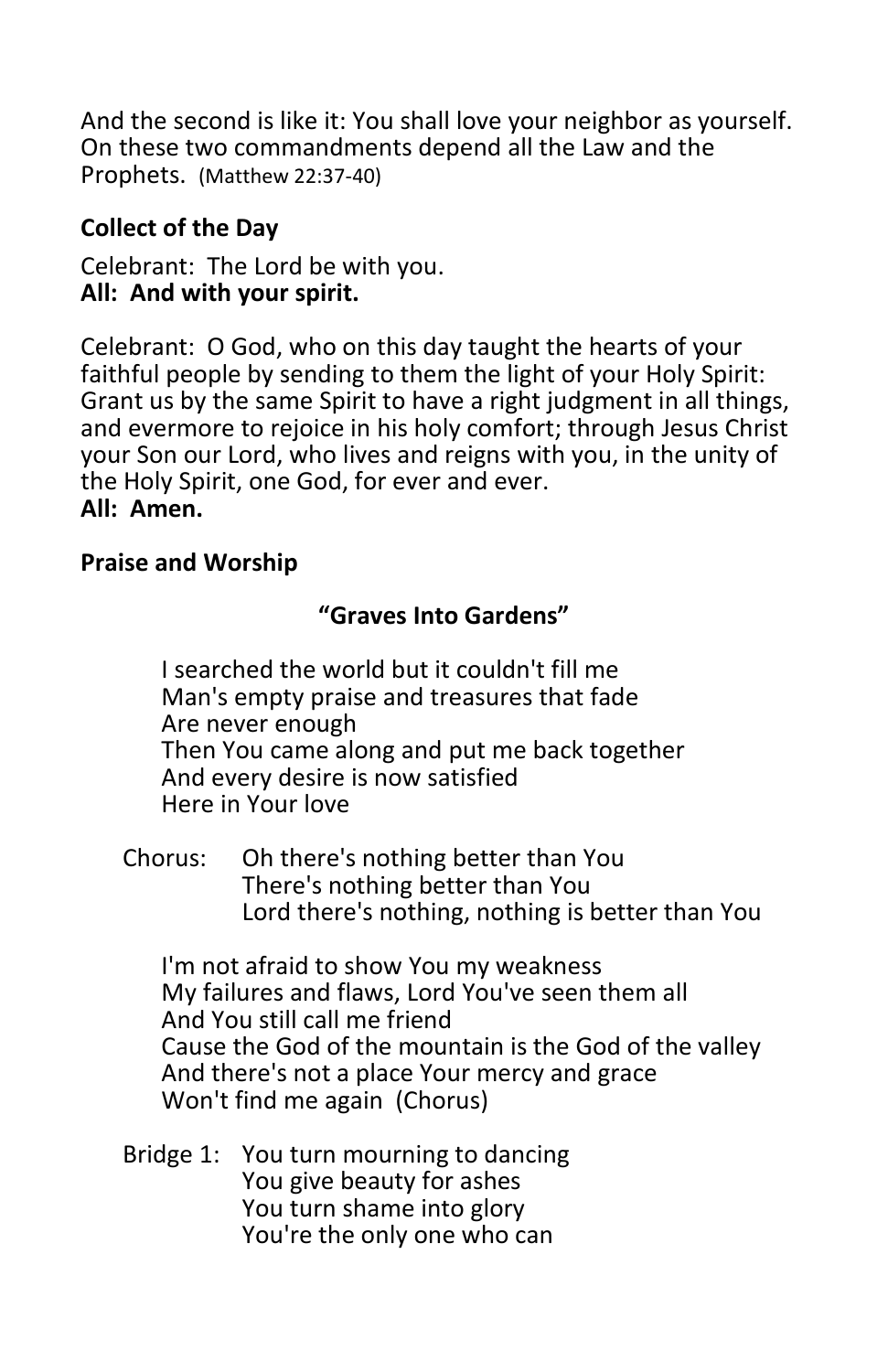And the second is like it: You shall love your neighbor as yourself. On these two commandments depend all the Law and the Prophets. (Matthew 22:37-40)

**Collect of the Day**

Celebrant: The Lord be with you.
**All: And with your spirit.**

Celebrant: O God, who on this day taught the hearts of your faithful people by sending to them the light of your Holy Spirit: Grant us by the same Spirit to have a right judgment in all things, and evermore to rejoice in his holy comfort; through Jesus Christ your Son our Lord, who lives and reigns with you, in the unity of the Holy Spirit, one God, for ever and ever.
**All: Amen.**

**Praise and Worship**

**"Graves Into Gardens"**

I searched the world but it couldn't fill me
Man's empty praise and treasures that fade
Are never enough
Then You came along and put me back together
And every desire is now satisfied
Here in Your love

Chorus: Oh there's nothing better than You
There's nothing better than You
Lord there's nothing, nothing is better than You

I'm not afraid to show You my weakness
My failures and flaws, Lord You've seen them all
And You still call me friend
Cause the God of the mountain is the God of the valley
And there's not a place Your mercy and grace
Won't find me again (Chorus)

Bridge 1: You turn mourning to dancing
You give beauty for ashes
You turn shame into glory
You're the only one who can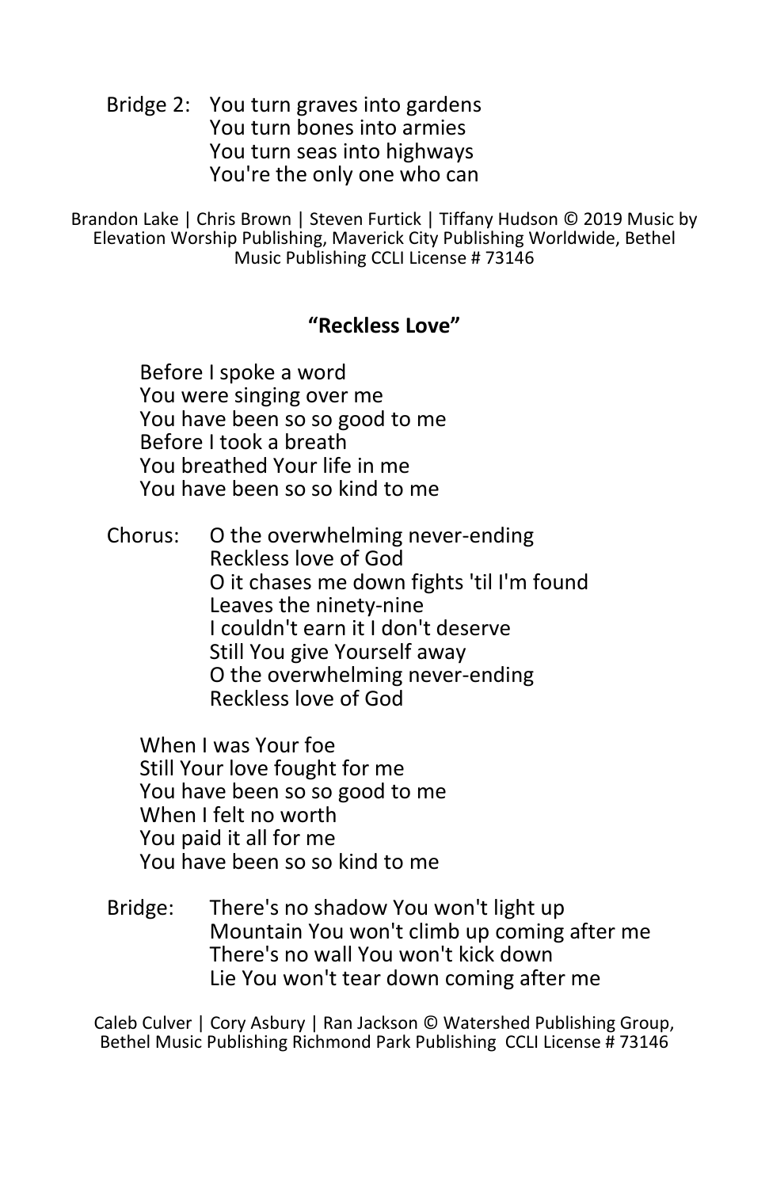Bridge 2: You turn graves into gardens
You turn bones into armies
You turn seas into highways
You're the only one who can

Brandon Lake | Chris Brown | Steven Furtick | Tiffany Hudson © 2019 Music by Elevation Worship Publishing, Maverick City Publishing Worldwide, Bethel Music Publishing CCLI License # 73146

## **"Reckless Love"**

Before I spoke a word
You were singing over me
You have been so so good to me
Before I took a breath
You breathed Your life in me
You have been so so kind to me

Chorus: O the overwhelming never-ending
Reckless love of God
O it chases me down fights 'til I'm found
Leaves the ninety-nine
I couldn't earn it I don't deserve
Still You give Yourself away
O the overwhelming never-ending
Reckless love of God

When I was Your foe
Still Your love fought for me
You have been so so good to me
When I felt no worth
You paid it all for me
You have been so so kind to me

Bridge: There's no shadow You won't light up
Mountain You won't climb up coming after me
There's no wall You won't kick down
Lie You won't tear down coming after me

Caleb Culver | Cory Asbury | Ran Jackson © Watershed Publishing Group, Bethel Music Publishing Richmond Park Publishing CCLI License # 73146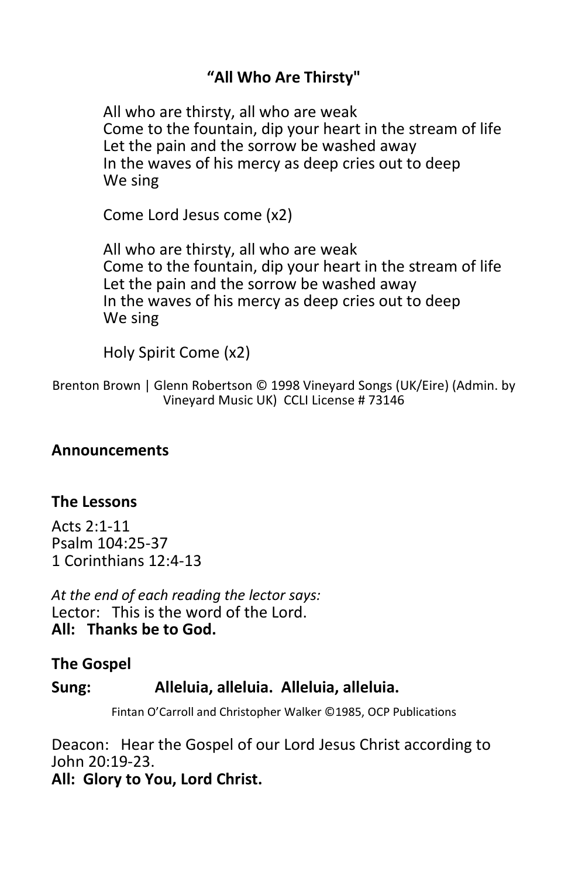**“All Who Are Thirsty"**

All who are thirsty, all who are weak
Come to the fountain, dip your heart in the stream of life
Let the pain and the sorrow be washed away
In the waves of his mercy as deep cries out to deep
We sing

Come Lord Jesus come (x2)

All who are thirsty, all who are weak
Come to the fountain, dip your heart in the stream of life
Let the pain and the sorrow be washed away
In the waves of his mercy as deep cries out to deep
We sing

Holy Spirit Come (x2)

Brenton Brown | Glenn Robertson © 1998 Vineyard Songs (UK/Eire) (Admin. by Vineyard Music UK) CCLI License # 73146

**Announcements**

**The Lessons**

Acts 2:1-11
Psalm 104:25-37
1 Corinthians 12:4-13

*At the end of each reading the lector says:*
Lector: This is the word of the Lord.
**All: Thanks be to God.**

**The Gospel**

**Sung: Alleluia, alleluia. Alleluia, alleluia.**

Fintan O’Carroll and Christopher Walker ©1985, OCP Publications

Deacon: Hear the Gospel of our Lord Jesus Christ according to John 20:19-23.
**All: Glory to You, Lord Christ.**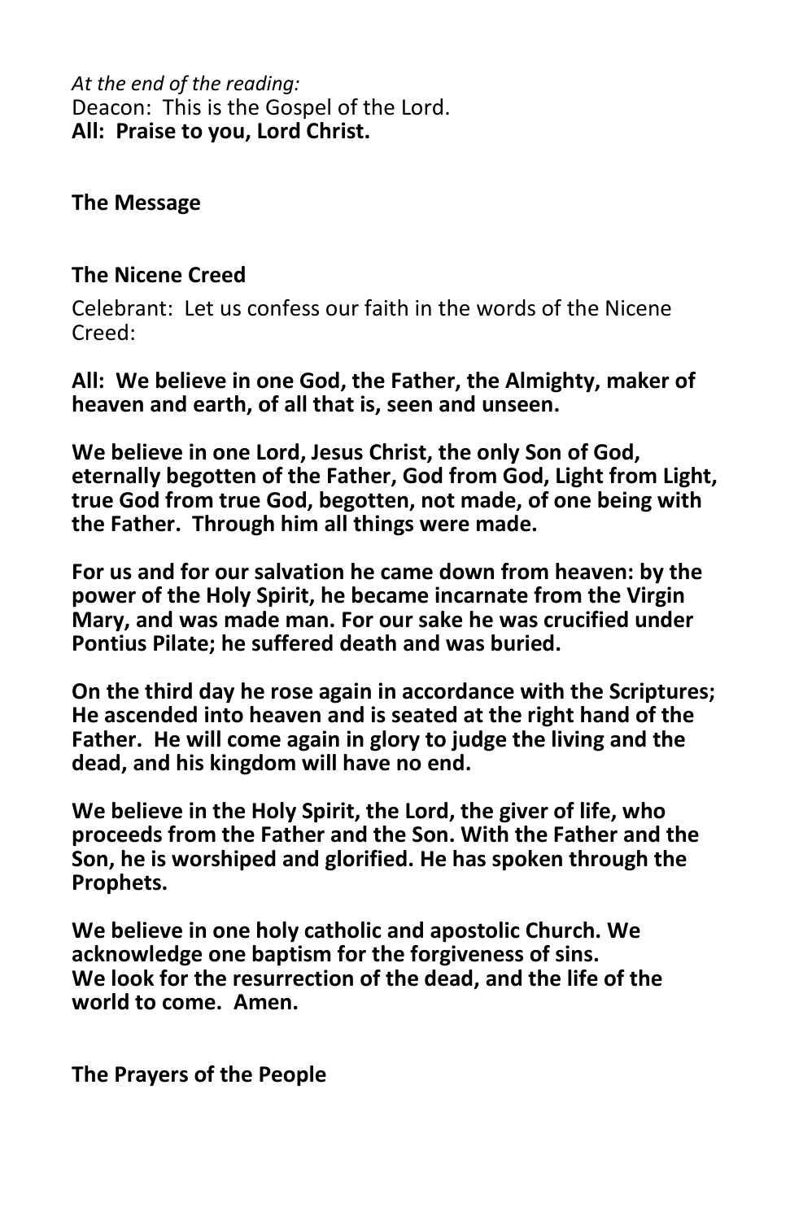*At the end of the reading:*
Deacon: This is the Gospel of the Lord.
**All: Praise to you, Lord Christ.**

**The Message**

**The Nicene Creed**

Celebrant: Let us confess our faith in the words of the Nicene Creed:

**All: We believe in one God, the Father, the Almighty, maker of heaven and earth, of all that is, seen and unseen.**

**We believe in one Lord, Jesus Christ, the only Son of God, eternally begotten of the Father, God from God, Light from Light, true God from true God, begotten, not made, of one being with the Father. Through him all things were made.**

**For us and for our salvation he came down from heaven: by the power of the Holy Spirit, he became incarnate from the Virgin Mary, and was made man. For our sake he was crucified under Pontius Pilate; he suffered death and was buried.**

**On the third day he rose again in accordance with the Scriptures; He ascended into heaven and is seated at the right hand of the Father. He will come again in glory to judge the living and the dead, and his kingdom will have no end.**

**We believe in the Holy Spirit, the Lord, the giver of life, who proceeds from the Father and the Son. With the Father and the Son, he is worshiped and glorified. He has spoken through the Prophets.**

**We believe in one holy catholic and apostolic Church. We acknowledge one baptism for the forgiveness of sins.**
**We look for the resurrection of the dead, and the life of the world to come. Amen.**

**The Prayers of the People**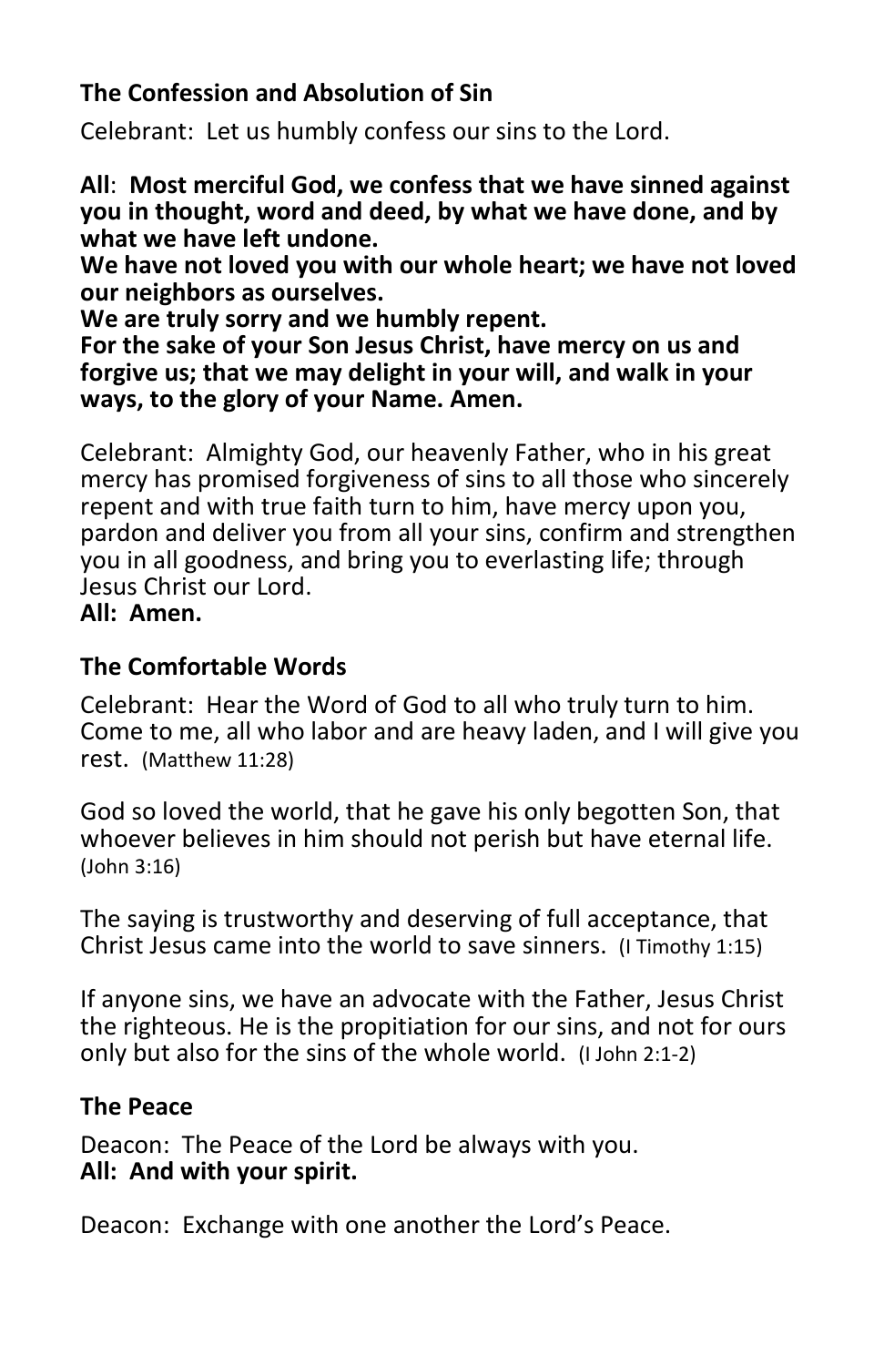### The Confession and Absolution of Sin

Celebrant: Let us humbly confess our sins to the Lord.

**All**: **Most merciful God, we confess that we have sinned against you in thought, word and deed, by what we have done, and by what we have left undone.**
**We have not loved you with our whole heart; we have not loved our neighbors as ourselves.**
**We are truly sorry and we humbly repent.**
**For the sake of your Son Jesus Christ, have mercy on us and forgive us; that we may delight in your will, and walk in your ways, to the glory of your Name. Amen.**

Celebrant: Almighty God, our heavenly Father, who in his great mercy has promised forgiveness of sins to all those who sincerely repent and with true faith turn to him, have mercy upon you, pardon and deliver you from all your sins, confirm and strengthen you in all goodness, and bring you to everlasting life; through Jesus Christ our Lord.
**All: Amen.**

### The Comfortable Words

Celebrant: Hear the Word of God to all who truly turn to him. Come to me, all who labor and are heavy laden, and I will give you rest. (Matthew 11:28)

God so loved the world, that he gave his only begotten Son, that whoever believes in him should not perish but have eternal life. (John 3:16)

The saying is trustworthy and deserving of full acceptance, that Christ Jesus came into the world to save sinners. (I Timothy 1:15)

If anyone sins, we have an advocate with the Father, Jesus Christ the righteous. He is the propitiation for our sins, and not for ours only but also for the sins of the whole world. (I John 2:1-2)

### The Peace

Deacon: The Peace of the Lord be always with you.
**All: And with your spirit.**

Deacon: Exchange with one another the Lord's Peace.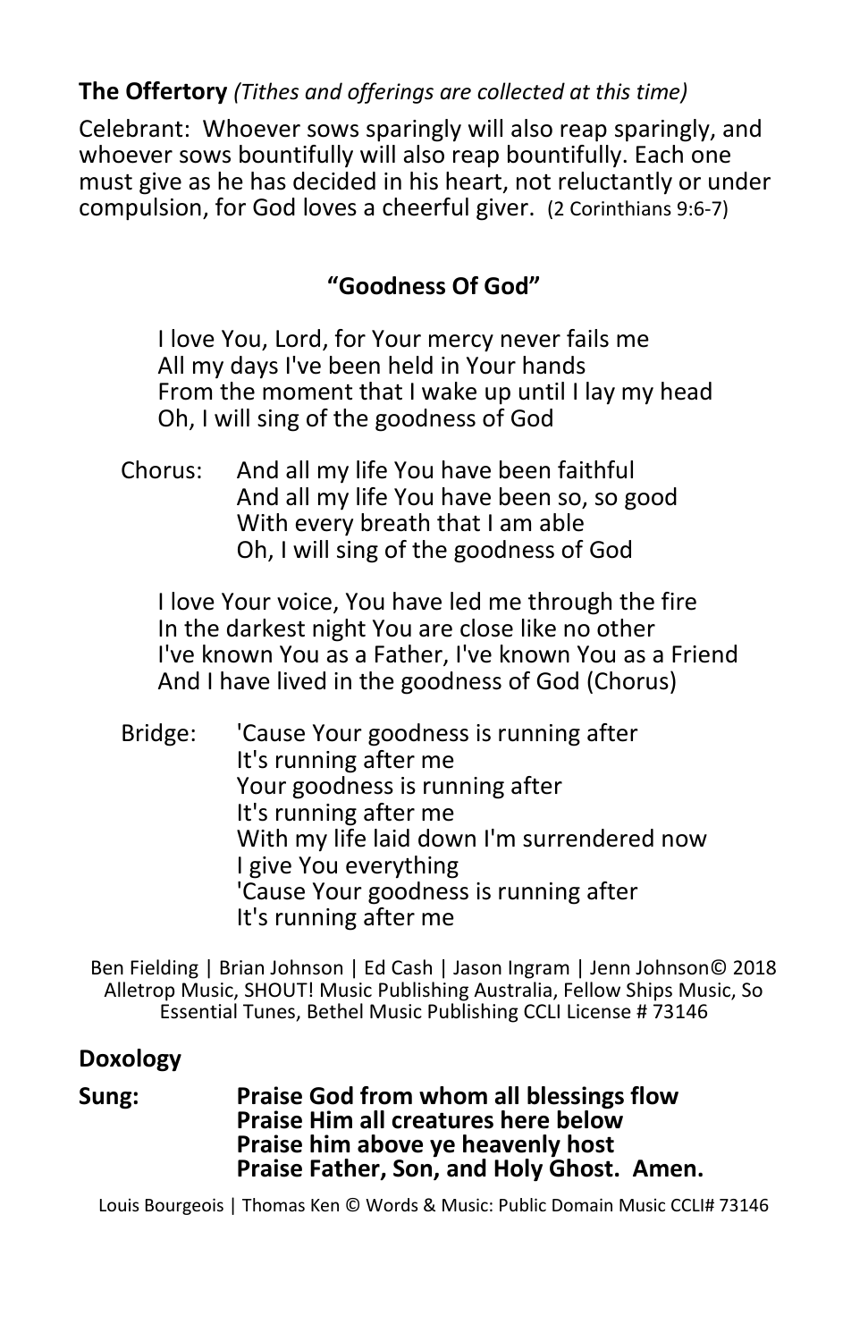**The Offertory** *(Tithes and offerings are collected at this time)*

Celebrant: Whoever sows sparingly will also reap sparingly, and whoever sows bountifully will also reap bountifully. Each one must give as he has decided in his heart, not reluctantly or under compulsion, for God loves a cheerful giver. (2 Corinthians 9:6-7)

**"Goodness Of God"**

I love You, Lord, for Your mercy never fails me
All my days I've been held in Your hands
From the moment that I wake up until I lay my head
Oh, I will sing of the goodness of God

Chorus: And all my life You have been faithful
And all my life You have been so, so good
With every breath that I am able
Oh, I will sing of the goodness of God

I love Your voice, You have led me through the fire
In the darkest night You are close like no other
I've known You as a Father, I've known You as a Friend
And I have lived in the goodness of God (Chorus)

Bridge: 'Cause Your goodness is running after
It's running after me
Your goodness is running after
It's running after me
With my life laid down I'm surrendered now
I give You everything
'Cause Your goodness is running after
It's running after me

Ben Fielding | Brian Johnson | Ed Cash | Jason Ingram | Jenn Johnson© 2018 Alletrop Music, SHOUT! Music Publishing Australia, Fellow Ships Music, So Essential Tunes, Bethel Music Publishing CCLI License # 73146

**Doxology**

**Sung:** **Praise God from whom all blessings flow**
**Praise Him all creatures here below**
**Praise him above ye heavenly host**
**Praise Father, Son, and Holy Ghost. Amen.**

Louis Bourgeois | Thomas Ken © Words & Music: Public Domain Music CCLI# 73146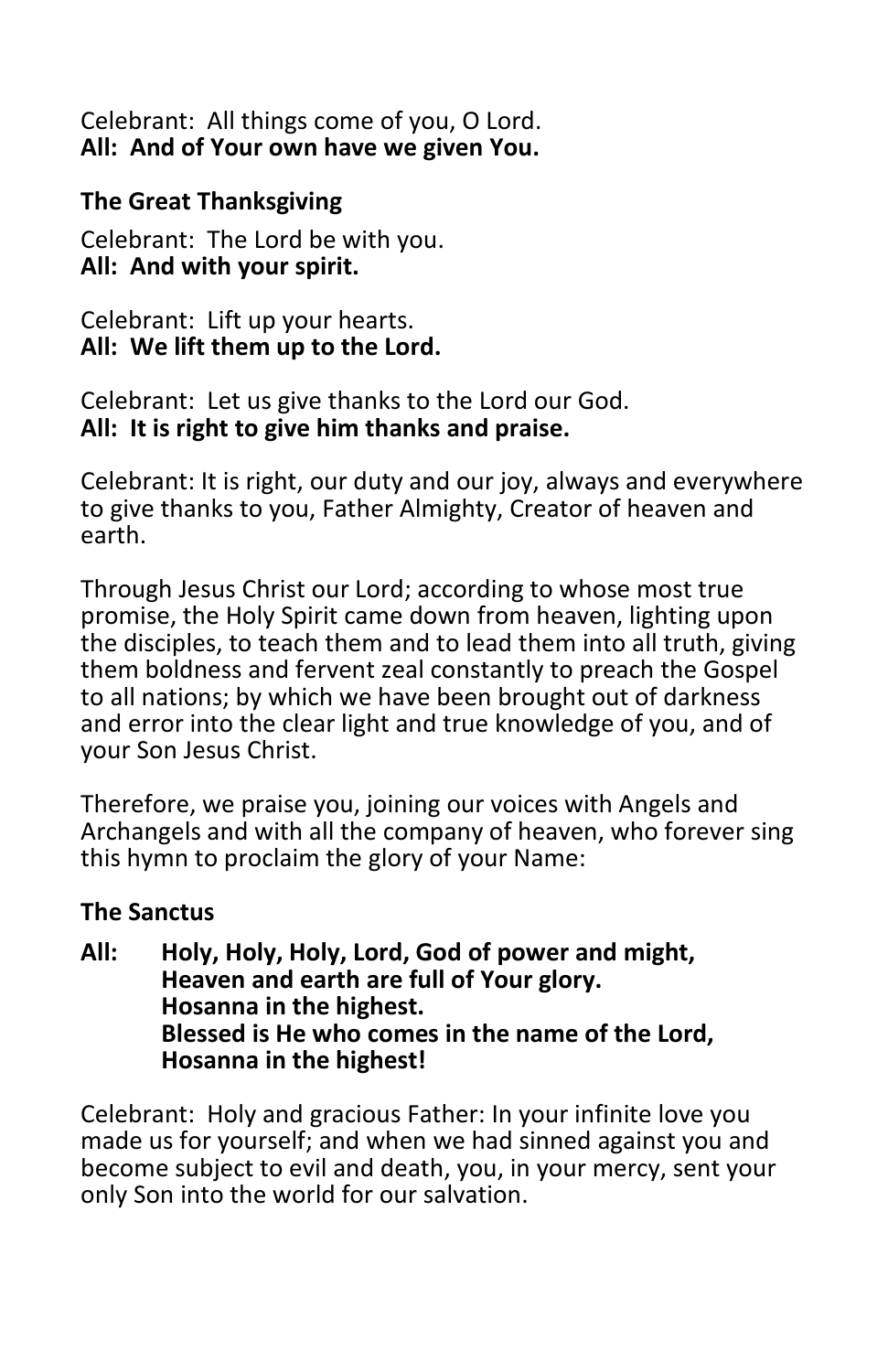Celebrant:  All things come of you, O Lord.
**All:  And of Your own have we given You.**

**The Great Thanksgiving**

Celebrant:  The Lord be with you.
**All:  And with your spirit.**

Celebrant:  Lift up your hearts.
**All:  We lift them up to the Lord.**

Celebrant:  Let us give thanks to the Lord our God.
**All:  It is right to give him thanks and praise.**

Celebrant: It is right, our duty and our joy, always and everywhere to give thanks to you, Father Almighty, Creator of heaven and earth.

Through Jesus Christ our Lord; according to whose most true promise, the Holy Spirit came down from heaven, lighting upon the disciples, to teach them and to lead them into all truth, giving them boldness and fervent zeal constantly to preach the Gospel to all nations; by which we have been brought out of darkness and error into the clear light and true knowledge of you, and of your Son Jesus Christ.

Therefore, we praise you, joining our voices with Angels and Archangels and with all the company of heaven, who forever sing this hymn to proclaim the glory of your Name:

**The Sanctus**

**All:	Holy, Holy, Holy, Lord, God of power and might,
Heaven and earth are full of Your glory.
Hosanna in the highest.
Blessed is He who comes in the name of the Lord,
Hosanna in the highest!**

Celebrant:  Holy and gracious Father: In your infinite love you made us for yourself; and when we had sinned against you and become subject to evil and death, you, in your mercy, sent your only Son into the world for our salvation.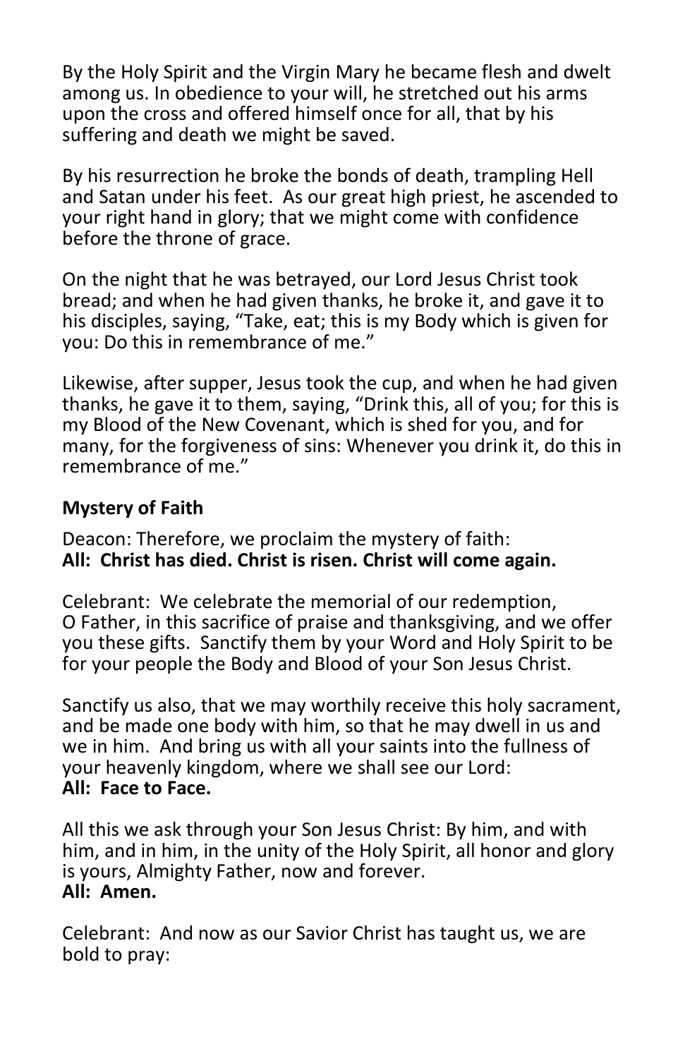By the Holy Spirit and the Virgin Mary he became flesh and dwelt among us. In obedience to your will, he stretched out his arms upon the cross and offered himself once for all, that by his suffering and death we might be saved.

By his resurrection he broke the bonds of death, trampling Hell and Satan under his feet. As our great high priest, he ascended to your right hand in glory; that we might come with confidence before the throne of grace.

On the night that he was betrayed, our Lord Jesus Christ took bread; and when he had given thanks, he broke it, and gave it to his disciples, saying, "Take, eat; this is my Body which is given for you: Do this in remembrance of me."

Likewise, after supper, Jesus took the cup, and when he had given thanks, he gave it to them, saying, "Drink this, all of you; for this is my Blood of the New Covenant, which is shed for you, and for many, for the forgiveness of sins: Whenever you drink it, do this in remembrance of me."

**Mystery of Faith**

Deacon: Therefore, we proclaim the mystery of faith:
**All: Christ has died. Christ is risen. Christ will come again.**

Celebrant: We celebrate the memorial of our redemption, O Father, in this sacrifice of praise and thanksgiving, and we offer you these gifts. Sanctify them by your Word and Holy Spirit to be for your people the Body and Blood of your Son Jesus Christ.

Sanctify us also, that we may worthily receive this holy sacrament, and be made one body with him, so that he may dwell in us and we in him. And bring us with all your saints into the fullness of your heavenly kingdom, where we shall see our Lord:
**All: Face to Face.**

All this we ask through your Son Jesus Christ: By him, and with him, and in him, in the unity of the Holy Spirit, all honor and glory is yours, Almighty Father, now and forever.
**All: Amen.**

Celebrant: And now as our Savior Christ has taught us, we are bold to pray: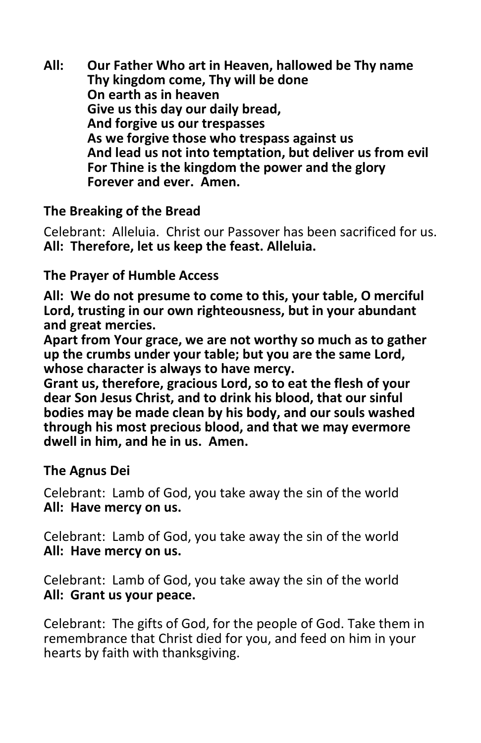**All:** **Our Father Who art in Heaven, hallowed be Thy name**
**Thy kingdom come, Thy will be done**
**On earth as in heaven**
**Give us this day our daily bread,**
**And forgive us our trespasses**
**As we forgive those who trespass against us**
**And lead us not into temptation, but deliver us from evil**
**For Thine is the kingdom the power and the glory**
**Forever and ever. Amen.**

**The Breaking of the Bread**

Celebrant: Alleluia. Christ our Passover has been sacrificed for us.
**All: Therefore, let us keep the feast. Alleluia.**

**The Prayer of Humble Access**

**All: We do not presume to come to this, your table, O merciful Lord, trusting in our own righteousness, but in your abundant and great mercies.**
**Apart from Your grace, we are not worthy so much as to gather up the crumbs under your table; but you are the same Lord, whose character is always to have mercy.**
**Grant us, therefore, gracious Lord, so to eat the flesh of your dear Son Jesus Christ, and to drink his blood, that our sinful bodies may be made clean by his body, and our souls washed through his most precious blood, and that we may evermore dwell in him, and he in us. Amen.**

**The Agnus Dei**

Celebrant: Lamb of God, you take away the sin of the world
**All: Have mercy on us.**

Celebrant: Lamb of God, you take away the sin of the world
**All: Have mercy on us.**

Celebrant: Lamb of God, you take away the sin of the world
**All: Grant us your peace.**

Celebrant: The gifts of God, for the people of God. Take them in remembrance that Christ died for you, and feed on him in your hearts by faith with thanksgiving.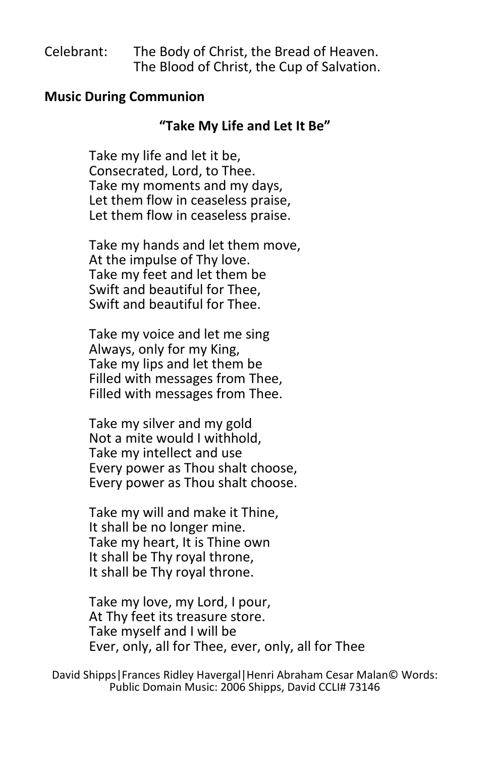Celebrant: The Body of Christ, the Bread of Heaven.
The Blood of Christ, the Cup of Salvation.

**Music During Communion**

**"Take My Life and Let It Be"**

Take my life and let it be,
Consecrated, Lord, to Thee.
Take my moments and my days,
Let them flow in ceaseless praise,
Let them flow in ceaseless praise.

Take my hands and let them move,
At the impulse of Thy love.
Take my feet and let them be
Swift and beautiful for Thee,
Swift and beautiful for Thee.

Take my voice and let me sing
Always, only for my King,
Take my lips and let them be
Filled with messages from Thee,
Filled with messages from Thee.

Take my silver and my gold
Not a mite would I withhold,
Take my intellect and use
Every power as Thou shalt choose,
Every power as Thou shalt choose.

Take my will and make it Thine,
It shall be no longer mine.
Take my heart, It is Thine own
It shall be Thy royal throne,
It shall be Thy royal throne.

Take my love, my Lord, I pour,
At Thy feet its treasure store.
Take myself and I will be
Ever, only, all for Thee, ever, only, all for Thee

David Shipps|Frances Ridley Havergal|Henri Abraham Cesar Malan© Words: Public Domain Music: 2006 Shipps, David CCLI# 73146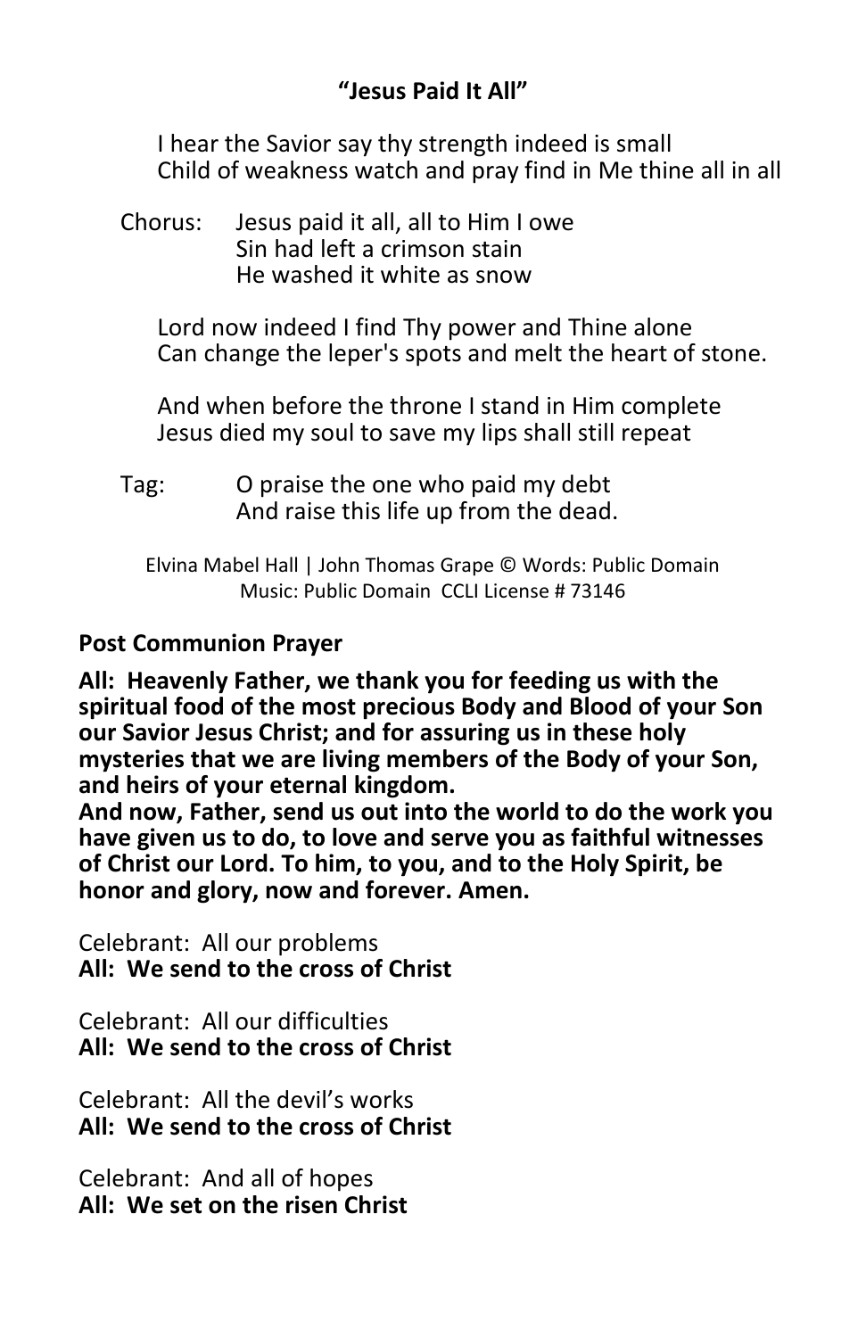**"Jesus Paid It All"**

I hear the Savior say thy strength indeed is small
Child of weakness watch and pray find in Me thine all in all

Chorus: Jesus paid it all, all to Him I owe
Sin had left a crimson stain
He washed it white as snow

Lord now indeed I find Thy power and Thine alone
Can change the leper's spots and melt the heart of stone.

And when before the throne I stand in Him complete
Jesus died my soul to save my lips shall still repeat

Tag: O praise the one who paid my debt
And raise this life up from the dead.

Elvina Mabel Hall | John Thomas Grape © Words: Public Domain
Music: Public Domain CCLI License # 73146

**Post Communion Prayer**

**All: Heavenly Father, we thank you for feeding us with the spiritual food of the most precious Body and Blood of your Son our Savior Jesus Christ; and for assuring us in these holy mysteries that we are living members of the Body of your Son, and heirs of your eternal kingdom.**
**And now, Father, send us out into the world to do the work you have given us to do, to love and serve you as faithful witnesses of Christ our Lord. To him, to you, and to the Holy Spirit, be honor and glory, now and forever. Amen.**

Celebrant: All our problems
**All: We send to the cross of Christ**

Celebrant: All our difficulties
**All: We send to the cross of Christ**

Celebrant: All the devil's works
**All: We send to the cross of Christ**

Celebrant: And all of hopes
**All: We set on the risen Christ**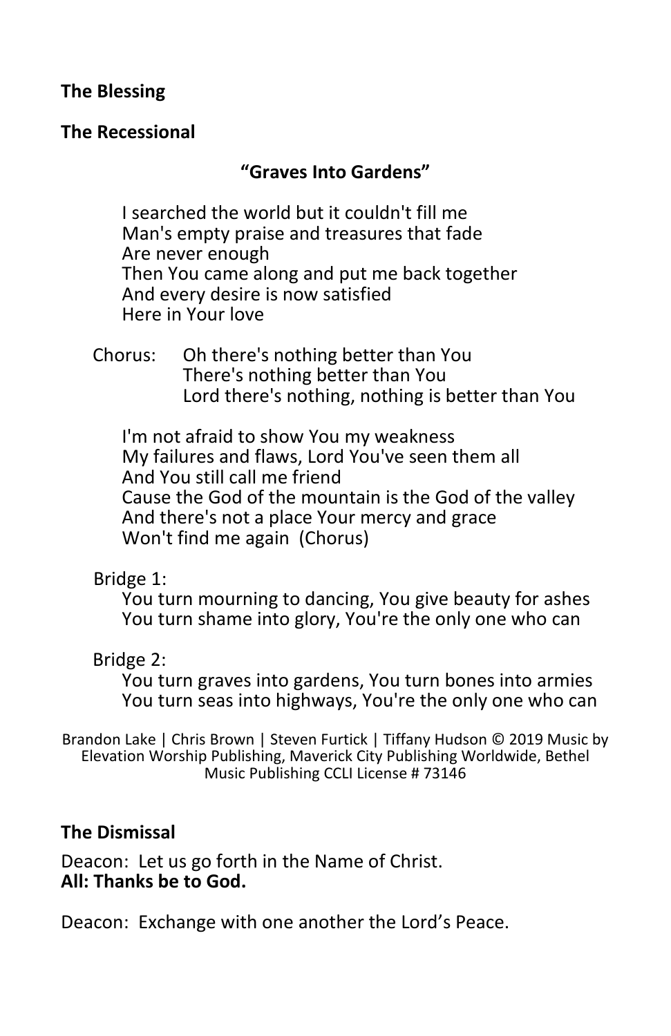**The Blessing**

**The Recessional**

**"Graves Into Gardens"**

I searched the world but it couldn't fill me
Man's empty praise and treasures that fade
Are never enough
Then You came along and put me back together
And every desire is now satisfied
Here in Your love

Chorus: Oh there's nothing better than You
There's nothing better than You
Lord there's nothing, nothing is better than You

I'm not afraid to show You my weakness
My failures and flaws, Lord You've seen them all
And You still call me friend
Cause the God of the mountain is the God of the valley
And there's not a place Your mercy and grace
Won't find me again (Chorus)

Bridge 1:
You turn mourning to dancing, You give beauty for ashes
You turn shame into glory, You're the only one who can

Bridge 2:
You turn graves into gardens, You turn bones into armies
You turn seas into highways, You're the only one who can

Brandon Lake | Chris Brown | Steven Furtick | Tiffany Hudson © 2019 Music by Elevation Worship Publishing, Maverick City Publishing Worldwide, Bethel Music Publishing CCLI License # 73146

**The Dismissal**

Deacon: Let us go forth in the Name of Christ.
**All: Thanks be to God.**

Deacon: Exchange with one another the Lord's Peace.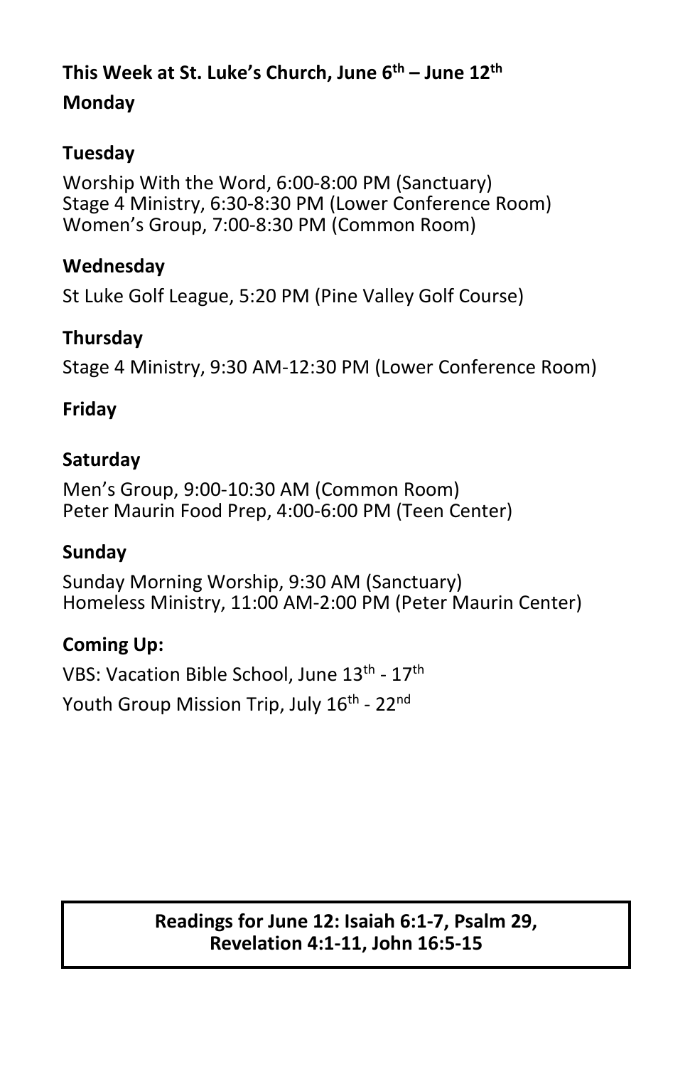**This Week at St. Luke's Church, June 6th – June 12th**

**Monday**

**Tuesday**

Worship With the Word, 6:00-8:00 PM (Sanctuary)
Stage 4 Ministry, 6:30-8:30 PM (Lower Conference Room)
Women's Group, 7:00-8:30 PM (Common Room)

**Wednesday**

St Luke Golf League, 5:20 PM (Pine Valley Golf Course)

**Thursday**

Stage 4 Ministry, 9:30 AM-12:30 PM (Lower Conference Room)

**Friday**

**Saturday**

Men's Group, 9:00-10:30 AM (Common Room)
Peter Maurin Food Prep, 4:00-6:00 PM (Teen Center)

**Sunday**

Sunday Morning Worship, 9:30 AM (Sanctuary)
Homeless Ministry, 11:00 AM-2:00 PM (Peter Maurin Center)

**Coming Up:**

VBS: Vacation Bible School, June 13th - 17th

Youth Group Mission Trip, July 16th - 22nd

**Readings for June 12: Isaiah 6:1-7, Psalm 29, Revelation 4:1-11, John 16:5-15**